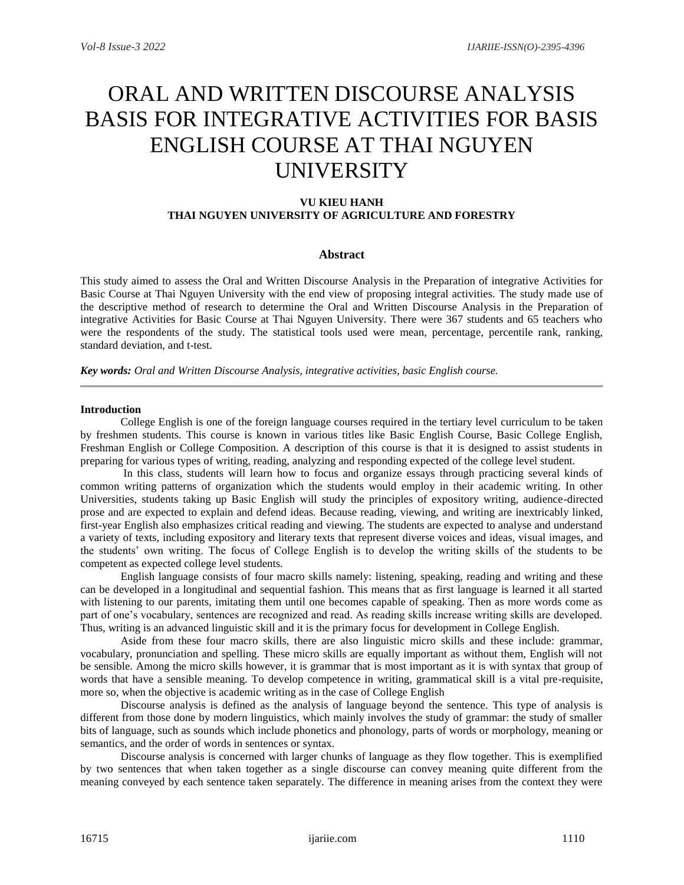# ORAL AND WRITTEN DISCOURSE ANALYSIS BASIS FOR INTEGRATIVE ACTIVITIES FOR BASIS ENGLISH COURSE AT THAI NGUYEN UNIVERSITY

**VU KIEU HANH**
**THAI NGUYEN UNIVERSITY OF AGRICULTURE AND FORESTRY**

## Abstract

This study aimed to assess the Oral and Written Discourse Analysis in the Preparation of integrative Activities for Basic Course at Thai Nguyen University with the end view of proposing integral activities. The study made use of the descriptive method of research to determine the Oral and Written Discourse Analysis in the Preparation of integrative Activities for Basic Course at Thai Nguyen University. There were 367 students and 65 teachers who were the respondents of the study. The statistical tools used were mean, percentage, percentile rank, ranking, standard deviation, and t-test.

***Key words:*** *Oral and Written Discourse Analysis, integrative activities, basic English course.*

---

**Introduction**

College English is one of the foreign language courses required in the tertiary level curriculum to be taken by freshmen students. This course is known in various titles like Basic English Course, Basic College English, Freshman English or College Composition. A description of this course is that it is designed to assist students in preparing for various types of writing, reading, analyzing and responding expected of the college level student.

In this class, students will learn how to focus and organize essays through practicing several kinds of common writing patterns of organization which the students would employ in their academic writing. In other Universities, students taking up Basic English will study the principles of expository writing, audience-directed prose and are expected to explain and defend ideas. Because reading, viewing, and writing are inextricably linked, first-year English also emphasizes critical reading and viewing. The students are expected to analyse and understand a variety of texts, including expository and literary texts that represent diverse voices and ideas, visual images, and the students' own writing. The focus of College English is to develop the writing skills of the students to be competent as expected college level students.

English language consists of four macro skills namely: listening, speaking, reading and writing and these can be developed in a longitudinal and sequential fashion. This means that as first language is learned it all started with listening to our parents, imitating them until one becomes capable of speaking. Then as more words come as part of one's vocabulary, sentences are recognized and read. As reading skills increase writing skills are developed. Thus, writing is an advanced linguistic skill and it is the primary focus for development in College English.

Aside from these four macro skills, there are also linguistic micro skills and these include: grammar, vocabulary, pronunciation and spelling. These micro skills are equally important as without them, English will not be sensible. Among the micro skills however, it is grammar that is most important as it is with syntax that group of words that have a sensible meaning. To develop competence in writing, grammatical skill is a vital pre-requisite, more so, when the objective is academic writing as in the case of College English

Discourse analysis is defined as the analysis of language beyond the sentence. This type of analysis is different from those done by modern linguistics, which mainly involves the study of grammar: the study of smaller bits of language, such as sounds which include phonetics and phonology, parts of words or morphology, meaning or semantics, and the order of words in sentences or syntax.

Discourse analysis is concerned with larger chunks of language as they flow together. This is exemplified by two sentences that when taken together as a single discourse can convey meaning quite different from the meaning conveyed by each sentence taken separately. The difference in meaning arises from the context they were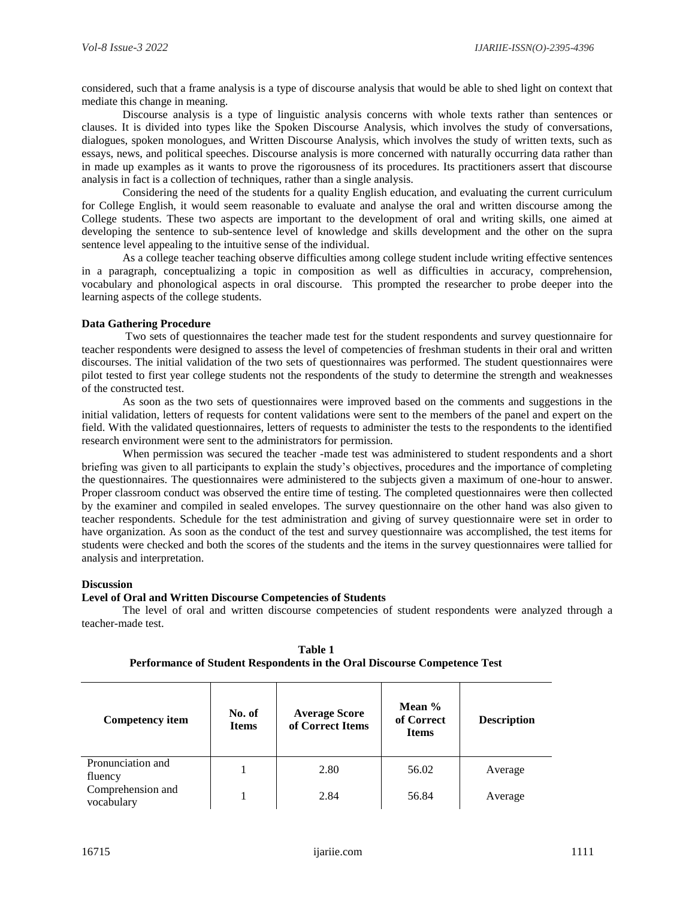considered, such that a frame analysis is a type of discourse analysis that would be able to shed light on context that mediate this change in meaning.

Discourse analysis is a type of linguistic analysis concerns with whole texts rather than sentences or clauses. It is divided into types like the Spoken Discourse Analysis, which involves the study of conversations, dialogues, spoken monologues, and Written Discourse Analysis, which involves the study of written texts, such as essays, news, and political speeches. Discourse analysis is more concerned with naturally occurring data rather than in made up examples as it wants to prove the rigorousness of its procedures. Its practitioners assert that discourse analysis in fact is a collection of techniques, rather than a single analysis.

Considering the need of the students for a quality English education, and evaluating the current curriculum for College English, it would seem reasonable to evaluate and analyse the oral and written discourse among the College students. These two aspects are important to the development of oral and writing skills, one aimed at developing the sentence to sub-sentence level of knowledge and skills development and the other on the supra sentence level appealing to the intuitive sense of the individual.

As a college teacher teaching observe difficulties among college student include writing effective sentences in a paragraph, conceptualizing a topic in composition as well as difficulties in accuracy, comprehension, vocabulary and phonological aspects in oral discourse. This prompted the researcher to probe deeper into the learning aspects of the college students.

**Data Gathering Procedure**

Two sets of questionnaires the teacher made test for the student respondents and survey questionnaire for teacher respondents were designed to assess the level of competencies of freshman students in their oral and written discourses. The initial validation of the two sets of questionnaires was performed. The student questionnaires were pilot tested to first year college students not the respondents of the study to determine the strength and weaknesses of the constructed test.

As soon as the two sets of questionnaires were improved based on the comments and suggestions in the initial validation, letters of requests for content validations were sent to the members of the panel and expert on the field. With the validated questionnaires, letters of requests to administer the tests to the respondents to the identified research environment were sent to the administrators for permission.

When permission was secured the teacher -made test was administered to student respondents and a short briefing was given to all participants to explain the study's objectives, procedures and the importance of completing the questionnaires. The questionnaires were administered to the subjects given a maximum of one-hour to answer. Proper classroom conduct was observed the entire time of testing. The completed questionnaires were then collected by the examiner and compiled in sealed envelopes. The survey questionnaire on the other hand was also given to teacher respondents. Schedule for the test administration and giving of survey questionnaire were set in order to have organization. As soon as the conduct of the test and survey questionnaire was accomplished, the test items for students were checked and both the scores of the students and the items in the survey questionnaires were tallied for analysis and interpretation.

**Discussion**

**Level of Oral and Written Discourse Competencies of Students**

The level of oral and written discourse competencies of student respondents were analyzed through a teacher-made test.

**Table 1**
**Performance of Student Respondents in the Oral Discourse Competence Test**

| Competency item | No. of Items | Average Score of Correct Items | Mean % of Correct Items | Description |
|---|---|---|---|---|
| Pronunciation and fluency | 1 | 2.80 | 56.02 | Average |
| Comprehension and vocabulary | 1 | 2.84 | 56.84 | Average |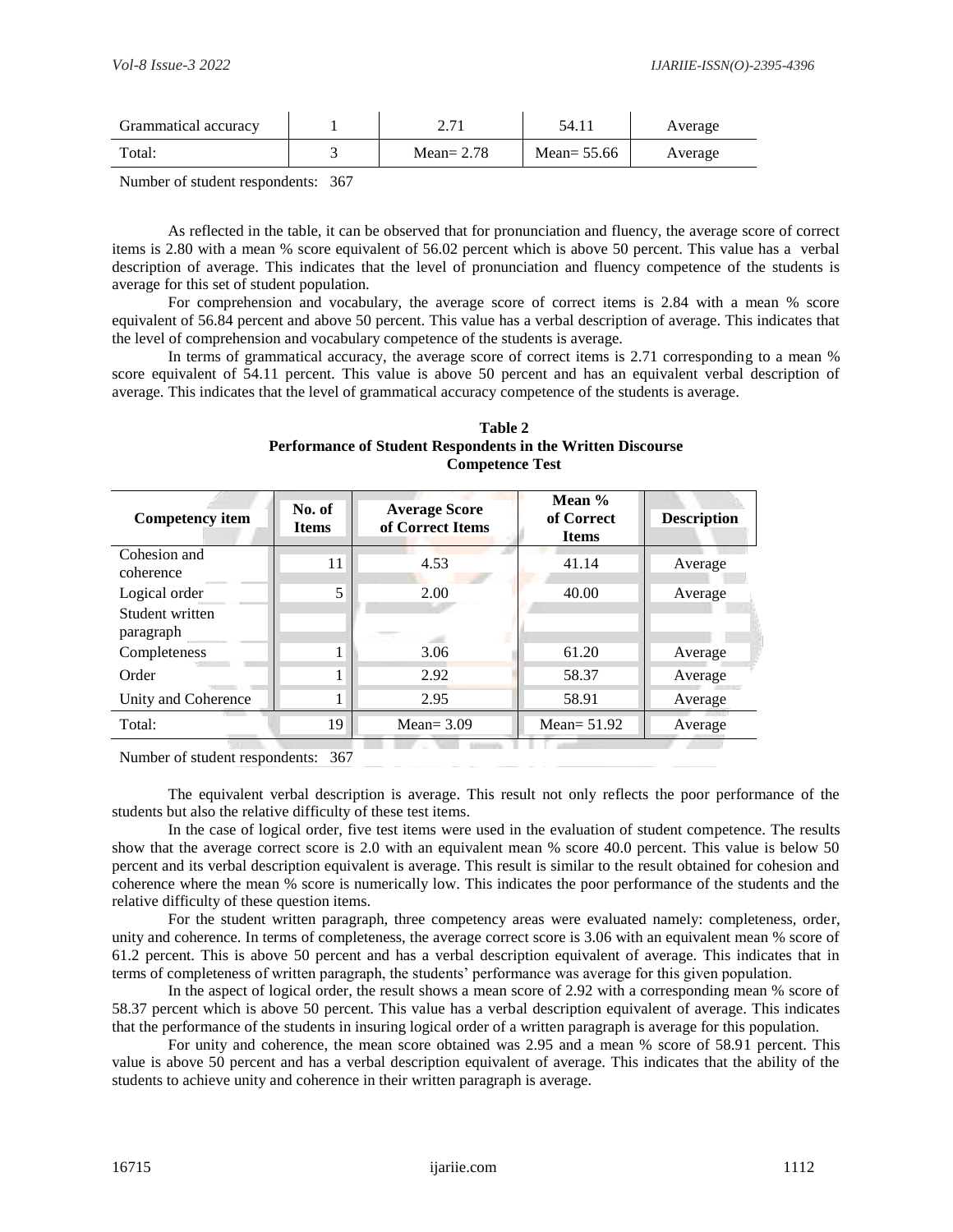| Grammatical accuracy | 1 | 2.71 | 54.11 | Average |
|---|---|---|---|---|
| Total: | 3 | Mean= 2.78 | Mean= 55.66 | Average |

Number of student respondents: 367

As reflected in the table, it can be observed that for pronunciation and fluency, the average score of correct items is 2.80 with a mean % score equivalent of 56.02 percent which is above 50 percent. This value has a verbal description of average. This indicates that the level of pronunciation and fluency competence of the students is average for this set of student population.

For comprehension and vocabulary, the average score of correct items is 2.84 with a mean % score equivalent of 56.84 percent and above 50 percent. This value has a verbal description of average. This indicates that the level of comprehension and vocabulary competence of the students is average.

In terms of grammatical accuracy, the average score of correct items is 2.71 corresponding to a mean % score equivalent of 54.11 percent. This value is above 50 percent and has an equivalent verbal description of average. This indicates that the level of grammatical accuracy competence of the students is average.

**Table 2**
**Performance of Student Respondents in the Written Discourse Competence Test**

| Competency item | No. of Items | Average Score of Correct Items | Mean % of Correct Items | Description |
|---|---|---|---|---|
| Cohesion and coherence | 11 | 4.53 | 41.14 | Average |
| Logical order | 5 | 2.00 | 40.00 | Average |
| Student written paragraph | | | | |
| Completeness | 1 | 3.06 | 61.20 | Average |
| Order | 1 | 2.92 | 58.37 | Average |
| Unity and Coherence | 1 | 2.95 | 58.91 | Average |
| Total: | 19 | Mean= 3.09 | Mean= 51.92 | Average |

Number of student respondents: 367

The equivalent verbal description is average. This result not only reflects the poor performance of the students but also the relative difficulty of these test items.

In the case of logical order, five test items were used in the evaluation of student competence. The results show that the average correct score is 2.0 with an equivalent mean % score 40.0 percent. This value is below 50 percent and its verbal description equivalent is average. This result is similar to the result obtained for cohesion and coherence where the mean % score is numerically low. This indicates the poor performance of the students and the relative difficulty of these question items.

For the student written paragraph, three competency areas were evaluated namely: completeness, order, unity and coherence. In terms of completeness, the average correct score is 3.06 with an equivalent mean % score of 61.2 percent. This is above 50 percent and has a verbal description equivalent of average. This indicates that in terms of completeness of written paragraph, the students' performance was average for this given population.

In the aspect of logical order, the result shows a mean score of 2.92 with a corresponding mean % score of 58.37 percent which is above 50 percent. This value has a verbal description equivalent of average. This indicates that the performance of the students in insuring logical order of a written paragraph is average for this population.

For unity and coherence, the mean score obtained was 2.95 and a mean % score of 58.91 percent. This value is above 50 percent and has a verbal description equivalent of average. This indicates that the ability of the students to achieve unity and coherence in their written paragraph is average.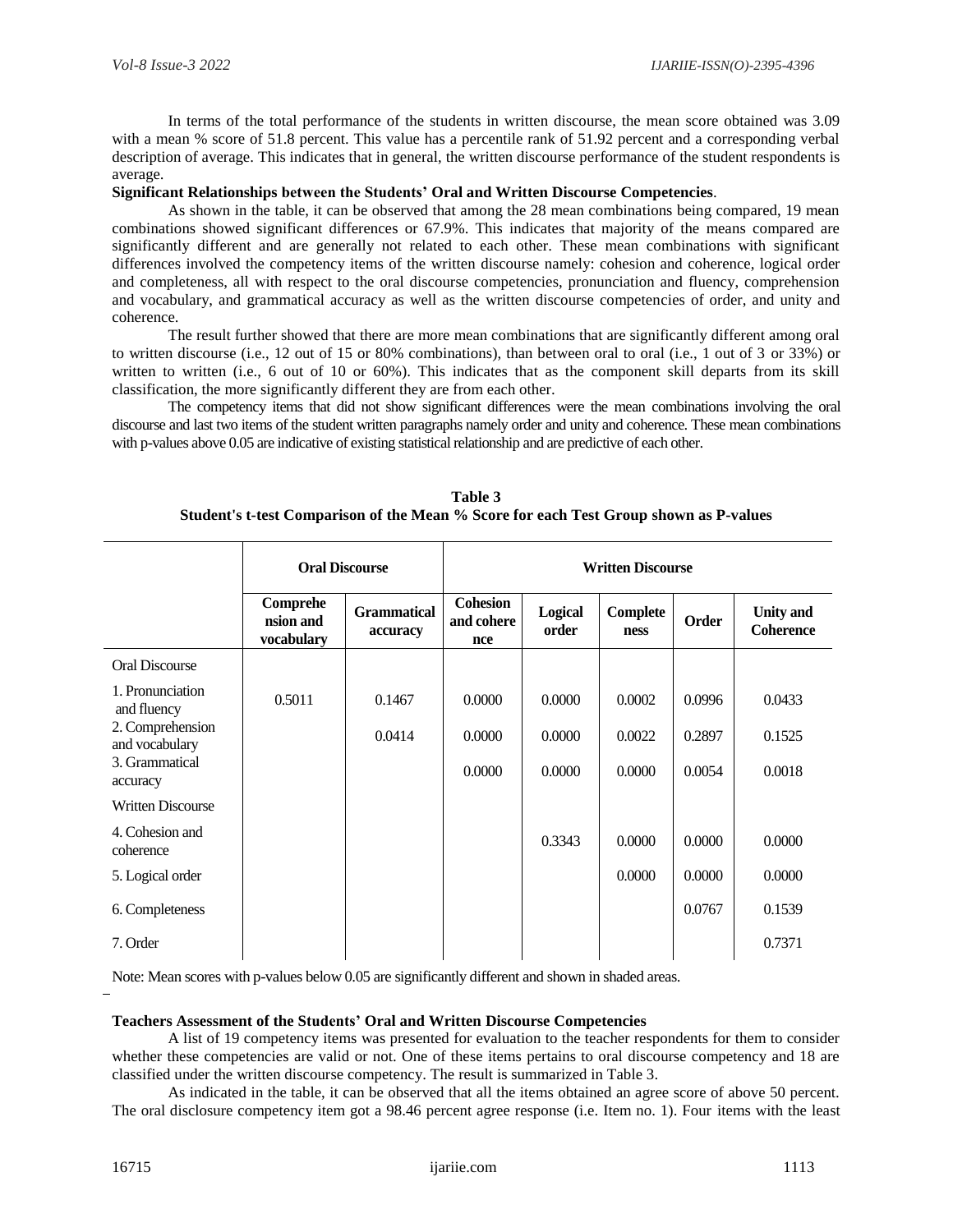In terms of the total performance of the students in written discourse, the mean score obtained was 3.09 with a mean % score of 51.8 percent. This value has a percentile rank of 51.92 percent and a corresponding verbal description of average. This indicates that in general, the written discourse performance of the student respondents is average.

**Significant Relationships between the Students' Oral and Written Discourse Competencies**.

As shown in the table, it can be observed that among the 28 mean combinations being compared, 19 mean combinations showed significant differences or 67.9%. This indicates that majority of the means compared are significantly different and are generally not related to each other. These mean combinations with significant differences involved the competency items of the written discourse namely: cohesion and coherence, logical order and completeness, all with respect to the oral discourse competencies, pronunciation and fluency, comprehension and vocabulary, and grammatical accuracy as well as the written discourse competencies of order, and unity and coherence.

The result further showed that there are more mean combinations that are significantly different among oral to written discourse (i.e., 12 out of 15 or 80% combinations), than between oral to oral (i.e., 1 out of 3 or 33%) or written to written (i.e., 6 out of 10 or 60%). This indicates that as the component skill departs from its skill classification, the more significantly different they are from each other.

The competency items that did not show significant differences were the mean combinations involving the oral discourse and last two items of the student written paragraphs namely order and unity and coherence. These mean combinations with p-values above 0.05 are indicative of existing statistical relationship and are predictive of each other.

**Table 3**
**Student's t-test Comparison of the Mean % Score for each Test Group shown as P-values**

| | Oral Discourse | | Written Discourse | | | | |
|---|---|---|---|---|---|---|---|
| | Comprehension and vocabulary | Grammatical accuracy | Cohesion and coherence | Logical order | Completeness | Order | Unity and Coherence |
| Oral Discourse | | | | | | | |
| 1. Pronunciation and fluency | 0.5011 | 0.1467 | 0.0000 | 0.0000 | 0.0002 | 0.0996 | 0.0433 |
| 2. Comprehension and vocabulary | | 0.0414 | 0.0000 | 0.0000 | 0.0022 | 0.2897 | 0.1525 |
| 3. Grammatical accuracy | | | 0.0000 | 0.0000 | 0.0000 | 0.0054 | 0.0018 |
| Written Discourse | | | | | | | |
| 4. Cohesion and coherence | | | | 0.3343 | 0.0000 | 0.0000 | 0.0000 |
| 5. Logical order | | | | | 0.0000 | 0.0000 | 0.0000 |
| 6. Completeness | | | | | | 0.0767 | 0.1539 |
| 7. Order | | | | | | | 0.7371 |

Note: Mean scores with p-values below 0.05 are significantly different and shown in shaded areas.

**Teachers Assessment of the Students' Oral and Written Discourse Competencies**

A list of 19 competency items was presented for evaluation to the teacher respondents for them to consider whether these competencies are valid or not. One of these items pertains to oral discourse competency and 18 are classified under the written discourse competency. The result is summarized in Table 3.

As indicated in the table, it can be observed that all the items obtained an agree score of above 50 percent. The oral disclosure competency item got a 98.46 percent agree response (i.e. Item no. 1). Four items with the least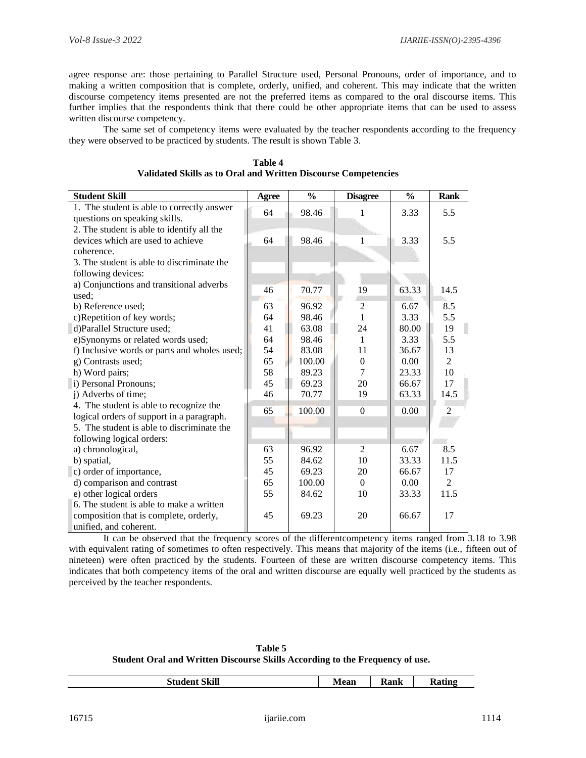agree response are: those pertaining to Parallel Structure used, Personal Pronouns, order of importance, and to making a written composition that is complete, orderly, unified, and coherent. This may indicate that the written discourse competency items presented are not the preferred items as compared to the oral discourse items. This further implies that the respondents think that there could be other appropriate items that can be used to assess written discourse competency.

The same set of competency items were evaluated by the teacher respondents according to the frequency they were observed to be practiced by students. The result is shown Table 3.

**Table 4**
**Validated Skills as to Oral and Written Discourse Competencies**

| Student Skill | Agree | % | Disagree | % | Rank |
|---|---|---|---|---|---|
| 1. The student is able to correctly answer questions on speaking skills. | 64 | 98.46 | 1 | 3.33 | 5.5 |
| 2. The student is able to identify all the devices which are used to achieve coherence. | 64 | 98.46 | 1 | 3.33 | 5.5 |
| 3. The student is able to discriminate the following devices: | | | | | |
| a) Conjunctions and transitional adverbs used; | 46 | 70.77 | 19 | 63.33 | 14.5 |
| b) Reference used; | 63 | 96.92 | 2 | 6.67 | 8.5 |
| c)Repetition of key words; | 64 | 98.46 | 1 | 3.33 | 5.5 |
| d)Parallel Structure used; | 41 | 63.08 | 24 | 80.00 | 19 |
| e)Synonyms or related words used; | 64 | 98.46 | 1 | 3.33 | 5.5 |
| f) Inclusive words or parts and wholes used; | 54 | 83.08 | 11 | 36.67 | 13 |
| g) Contrasts used; | 65 | 100.00 | 0 | 0.00 | 2 |
| h) Word pairs; | 58 | 89.23 | 7 | 23.33 | 10 |
| i) Personal Pronouns; | 45 | 69.23 | 20 | 66.67 | 17 |
| j) Adverbs of time; | 46 | 70.77 | 19 | 63.33 | 14.5 |
| 4. The student is able to recognize the logical orders of support in a paragraph. | 65 | 100.00 | 0 | 0.00 | 2 |
| 5. The student is able to discriminate the following logical orders: | | | | | |
| a) chronological, | 63 | 96.92 | 2 | 6.67 | 8.5 |
| b) spatial, | 55 | 84.62 | 10 | 33.33 | 11.5 |
| c) order of importance, | 45 | 69.23 | 20 | 66.67 | 17 |
| d) comparison and contrast | 65 | 100.00 | 0 | 0.00 | 2 |
| e) other logical orders | 55 | 84.62 | 10 | 33.33 | 11.5 |
| 6. The student is able to make a written composition that is complete, orderly, unified, and coherent. | 45 | 69.23 | 20 | 66.67 | 17 |

It can be observed that the frequency scores of the differentcompetency items ranged from 3.18 to 3.98 with equivalent rating of sometimes to often respectively. This means that majority of the items (i.e., fifteen out of nineteen) were often practiced by the students. Fourteen of these are written discourse competency items. This indicates that both competency items of the oral and written discourse are equally well practiced by the students as perceived by the teacher respondents.

**Table 5**
**Student Oral and Written Discourse Skills According to the Frequency of use.**

| Student Skill | Mean | Rank | Rating |
|---|---|---|---|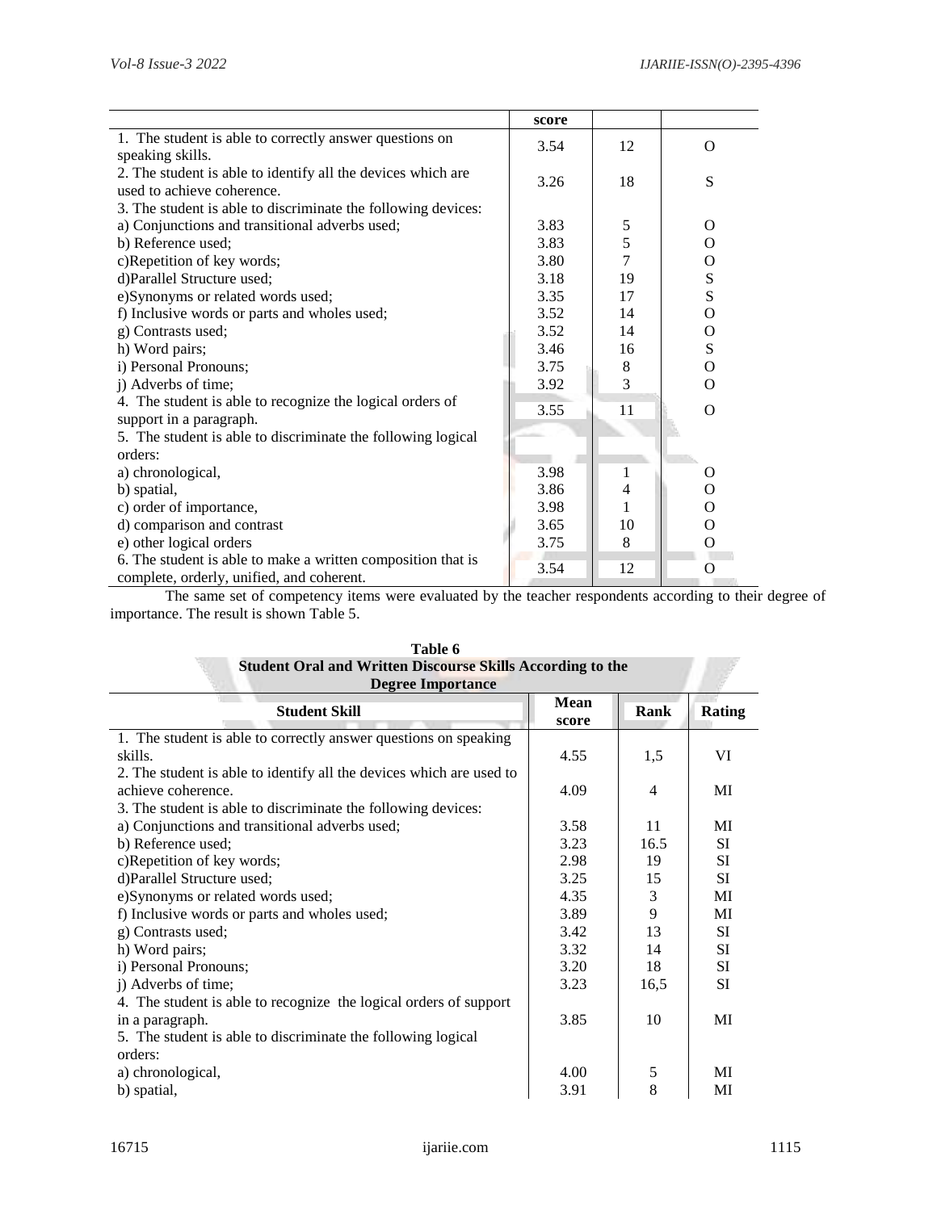| | score | | |
|---|---|---|---|
| 1. The student is able to correctly answer questions on speaking skills. | 3.54 | 12 | O |
| 2. The student is able to identify all the devices which are used to achieve coherence. | 3.26 | 18 | S |
| 3. The student is able to discriminate the following devices: | | | |
| a) Conjunctions and transitional adverbs used; | 3.83 | 5 | O |
| b) Reference used; | 3.83 | 5 | O |
| c)Repetition of key words; | 3.80 | 7 | O |
| d)Parallel Structure used; | 3.18 | 19 | S |
| e)Synonyms or related words used; | 3.35 | 17 | S |
| f) Inclusive words or parts and wholes used; | 3.52 | 14 | O |
| g) Contrasts used; | 3.52 | 14 | O |
| h) Word pairs; | 3.46 | 16 | S |
| i) Personal Pronouns; | 3.75 | 8 | O |
| j) Adverbs of time; | 3.92 | 3 | O |
| 4. The student is able to recognize the logical orders of support in a paragraph. | 3.55 | 11 | O |
| 5. The student is able to discriminate the following logical orders: | | | |
| a) chronological, | 3.98 | 1 | O |
| b) spatial, | 3.86 | 4 | O |
| c) order of importance, | 3.98 | 1 | O |
| d) comparison and contrast | 3.65 | 10 | O |
| e) other logical orders | 3.75 | 8 | O |
| 6. The student is able to make a written composition that is complete, orderly, unified, and coherent. | 3.54 | 12 | O |

The same set of competency items were evaluated by the teacher respondents according to their degree of importance. The result is shown Table 5.

**Table 6**
**Student Oral and Written Discourse Skills According to the Degree Importance**

| Student Skill | Mean score | Rank | Rating |
|---|---|---|---|
| 1. The student is able to correctly answer questions on speaking skills. | 4.55 | 1,5 | VI |
| 2. The student is able to identify all the devices which are used to achieve coherence. | 4.09 | 4 | MI |
| 3. The student is able to discriminate the following devices: | | | |
| a) Conjunctions and transitional adverbs used; | 3.58 | 11 | MI |
| b) Reference used; | 3.23 | 16.5 | SI |
| c)Repetition of key words; | 2.98 | 19 | SI |
| d)Parallel Structure used; | 3.25 | 15 | SI |
| e)Synonyms or related words used; | 4.35 | 3 | MI |
| f) Inclusive words or parts and wholes used; | 3.89 | 9 | MI |
| g) Contrasts used; | 3.42 | 13 | SI |
| h) Word pairs; | 3.32 | 14 | SI |
| i) Personal Pronouns; | 3.20 | 18 | SI |
| j) Adverbs of time; | 3.23 | 16,5 | SI |
| 4. The student is able to recognize the logical orders of support in a paragraph. | 3.85 | 10 | MI |
| 5. The student is able to discriminate the following logical orders: | | | |
| a) chronological, | 4.00 | 5 | MI |
| b) spatial, | 3.91 | 8 | MI |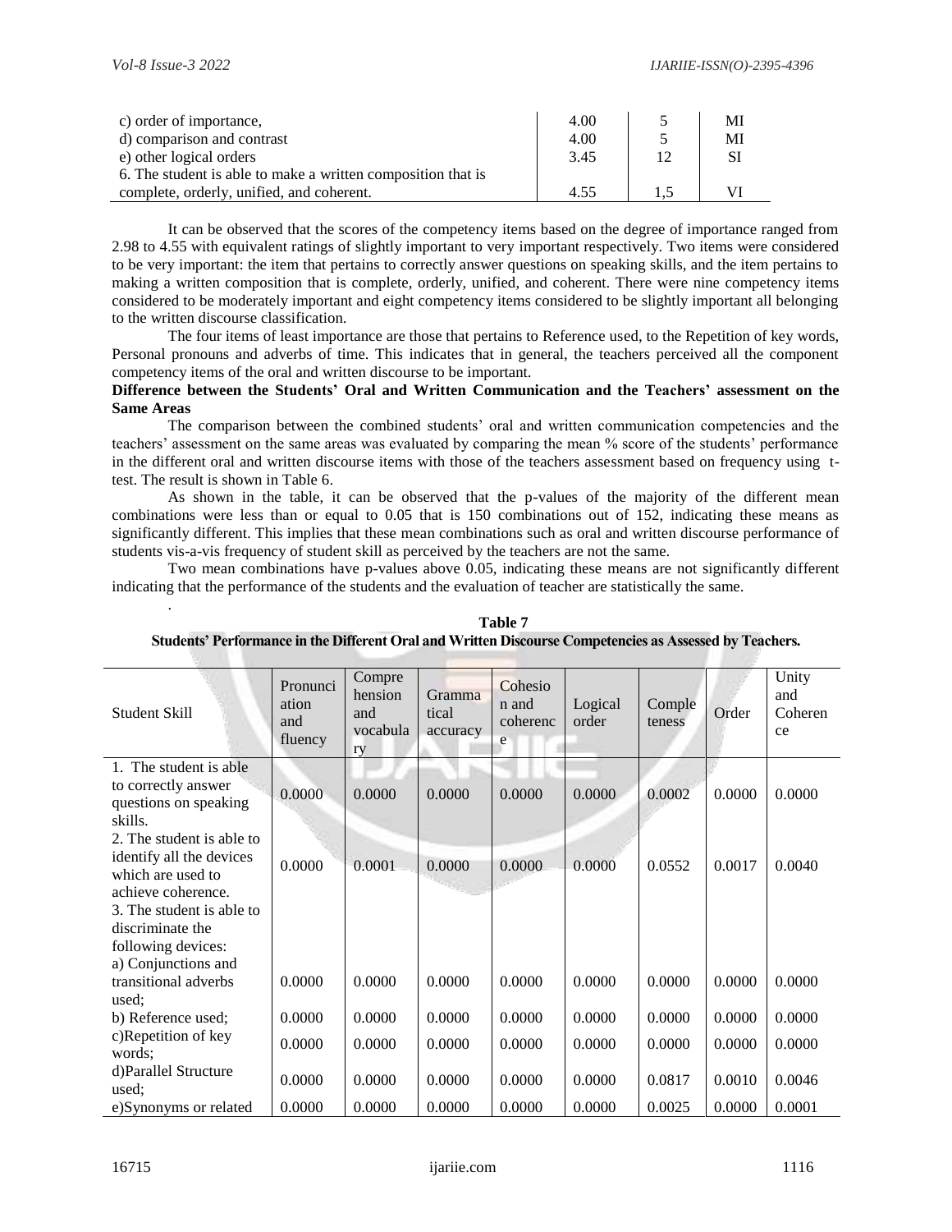| | | | |
|---|---|---|---|
| c) order of importance, | 4.00 | 5 | MI |
| d) comparison and contrast | 4.00 | 5 | MI |
| e) other logical orders | 3.45 | 12 | SI |
| 6. The student is able to make a written composition that is complete, orderly, unified, and coherent. | 4.55 | 1.5 | VI |

It can be observed that the scores of the competency items based on the degree of importance ranged from 2.98 to 4.55 with equivalent ratings of slightly important to very important respectively. Two items were considered to be very important: the item that pertains to correctly answer questions on speaking skills, and the item pertains to making a written composition that is complete, orderly, unified, and coherent. There were nine competency items considered to be moderately important and eight competency items considered to be slightly important all belonging to the written discourse classification.

The four items of least importance are those that pertains to Reference used, to the Repetition of key words, Personal pronouns and adverbs of time. This indicates that in general, the teachers perceived all the component competency items of the oral and written discourse to be important.

**Difference between the Students' Oral and Written Communication and the Teachers' assessment on the Same Areas**

The comparison between the combined students' oral and written communication competencies and the teachers' assessment on the same areas was evaluated by comparing the mean % score of the students' performance in the different oral and written discourse items with those of the teachers assessment based on frequency using t-test. The result is shown in Table 6.

As shown in the table, it can be observed that the p-values of the majority of the different mean combinations were less than or equal to 0.05 that is 150 combinations out of 152, indicating these means as significantly different. This implies that these mean combinations such as oral and written discourse performance of students vis-a-vis frequency of student skill as perceived by the teachers are not the same.

Two mean combinations have p-values above 0.05, indicating these means are not significantly different indicating that the performance of the students and the evaluation of teacher are statistically the same.

.

**Table 7**
**Students' Performance in the Different Oral and Written Discourse Competencies as Assessed by Teachers.**

| Student Skill | Pronunciation and fluency | Comprehension and vocabulary | Grammatical accuracy | Cohesion and coherence | Logical order | Completeness | Order | Unity and Coherence |
|---|---|---|---|---|---|---|---|---|
| 1. The student is able to correctly answer questions on speaking skills. | 0.0000 | 0.0000 | 0.0000 | 0.0000 | 0.0000 | 0.0002 | 0.0000 | 0.0000 |
| 2. The student is able to identify all the devices which are used to achieve coherence. | 0.0000 | 0.0001 | 0.0000 | 0.0000 | 0.0000 | 0.0552 | 0.0017 | 0.0040 |
| 3. The student is able to discriminate the following devices: | | | | | | | | |
| a) Conjunctions and transitional adverbs used; | 0.0000 | 0.0000 | 0.0000 | 0.0000 | 0.0000 | 0.0000 | 0.0000 | 0.0000 |
| b) Reference used; | 0.0000 | 0.0000 | 0.0000 | 0.0000 | 0.0000 | 0.0000 | 0.0000 | 0.0000 |
| c)Repetition of key words; | 0.0000 | 0.0000 | 0.0000 | 0.0000 | 0.0000 | 0.0000 | 0.0000 | 0.0000 |
| d)Parallel Structure used; | 0.0000 | 0.0000 | 0.0000 | 0.0000 | 0.0000 | 0.0817 | 0.0010 | 0.0046 |
| e)Synonyms or related | 0.0000 | 0.0000 | 0.0000 | 0.0000 | 0.0000 | 0.0025 | 0.0000 | 0.0001 |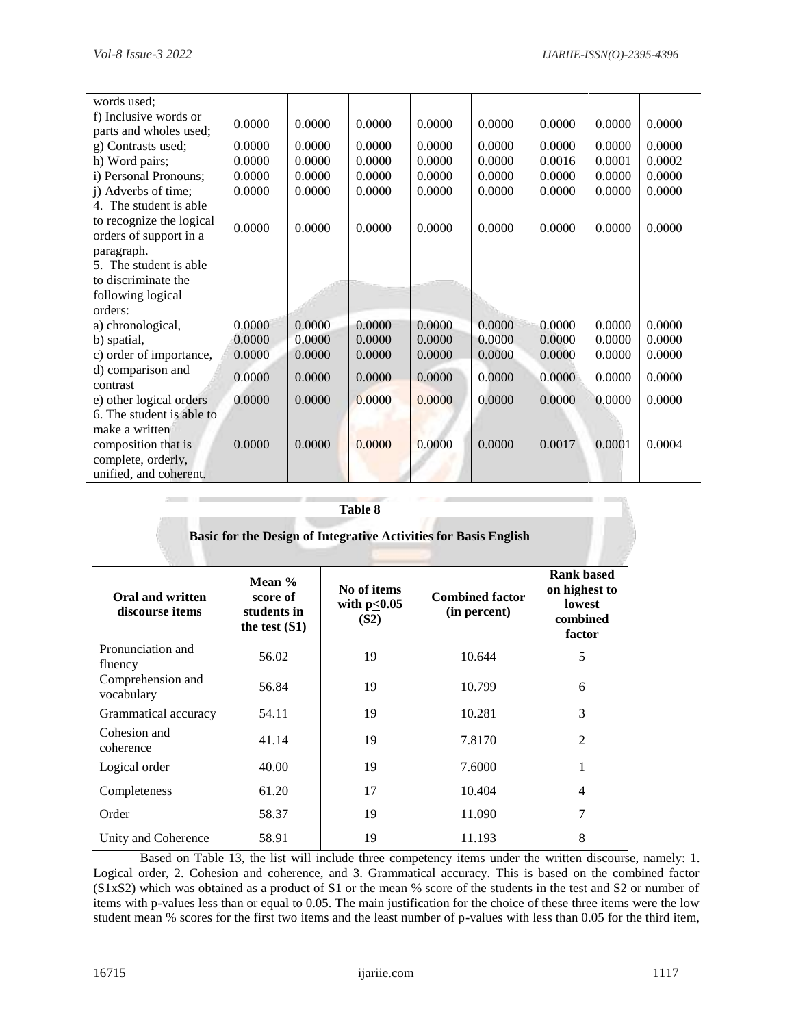| | | | | | | | | |
|---|---|---|---|---|---|---|---|---|
| words used; | | | | | | | | |
| f) Inclusive words or parts and wholes used; | 0.0000 | 0.0000 | 0.0000 | 0.0000 | 0.0000 | 0.0000 | 0.0000 | 0.0000 |
| g) Contrasts used; | 0.0000 | 0.0000 | 0.0000 | 0.0000 | 0.0000 | 0.0000 | 0.0000 | 0.0000 |
| h) Word pairs; | 0.0000 | 0.0000 | 0.0000 | 0.0000 | 0.0000 | 0.0016 | 0.0001 | 0.0002 |
| i) Personal Pronouns; | 0.0000 | 0.0000 | 0.0000 | 0.0000 | 0.0000 | 0.0000 | 0.0000 | 0.0000 |
| j) Adverbs of time; | 0.0000 | 0.0000 | 0.0000 | 0.0000 | 0.0000 | 0.0000 | 0.0000 | 0.0000 |
| 4. The student is able to recognize the logical orders of support in a paragraph. | 0.0000 | 0.0000 | 0.0000 | 0.0000 | 0.0000 | 0.0000 | 0.0000 | 0.0000 |
| 5. The student is able to discriminate the following logical orders: | | | | | | | | |
| a) chronological, | 0.0000 | 0.0000 | 0.0000 | 0.0000 | 0.0000 | 0.0000 | 0.0000 | 0.0000 |
| b) spatial, | 0.0000 | 0.0000 | 0.0000 | 0.0000 | 0.0000 | 0.0000 | 0.0000 | 0.0000 |
| c) order of importance, | 0.0000 | 0.0000 | 0.0000 | 0.0000 | 0.0000 | 0.0000 | 0.0000 | 0.0000 |
| d) comparison and contrast | 0.0000 | 0.0000 | 0.0000 | 0.0000 | 0.0000 | 0.0000 | 0.0000 | 0.0000 |
| e) other logical orders | 0.0000 | 0.0000 | 0.0000 | 0.0000 | 0.0000 | 0.0000 | 0.0000 | 0.0000 |
| 6. The student is able to make a written composition that is complete, orderly, unified, and coherent. | 0.0000 | 0.0000 | 0.0000 | 0.0000 | 0.0000 | 0.0017 | 0.0001 | 0.0004 |

**Table 8**

**Basic for the Design of Integrative Activities for Basis English**

| Oral and written discourse items | Mean % score of students in the test (S1) | No of items with $p \leq 0.05$ (S2) | Combined factor (in percent) | Rank based on highest to lowest combined factor |
|---|---|---|---|---|
| Pronunciation and fluency | 56.02 | 19 | 10.644 | 5 |
| Comprehension and vocabulary | 56.84 | 19 | 10.799 | 6 |
| Grammatical accuracy | 54.11 | 19 | 10.281 | 3 |
| Cohesion and coherence | 41.14 | 19 | 7.8170 | 2 |
| Logical order | 40.00 | 19 | 7.6000 | 1 |
| Completeness | 61.20 | 17 | 10.404 | 4 |
| Order | 58.37 | 19 | 11.090 | 7 |
| Unity and Coherence | 58.91 | 19 | 11.193 | 8 |

Based on Table 13, the list will include three competency items under the written discourse, namely: 1. Logical order, 2. Cohesion and coherence, and 3. Grammatical accuracy. This is based on the combined factor (S1xS2) which was obtained as a product of S1 or the mean % score of the students in the test and S2 or number of items with p-values less than or equal to 0.05. The main justification for the choice of these three items were the low student mean % scores for the first two items and the least number of p-values with less than 0.05 for the third item,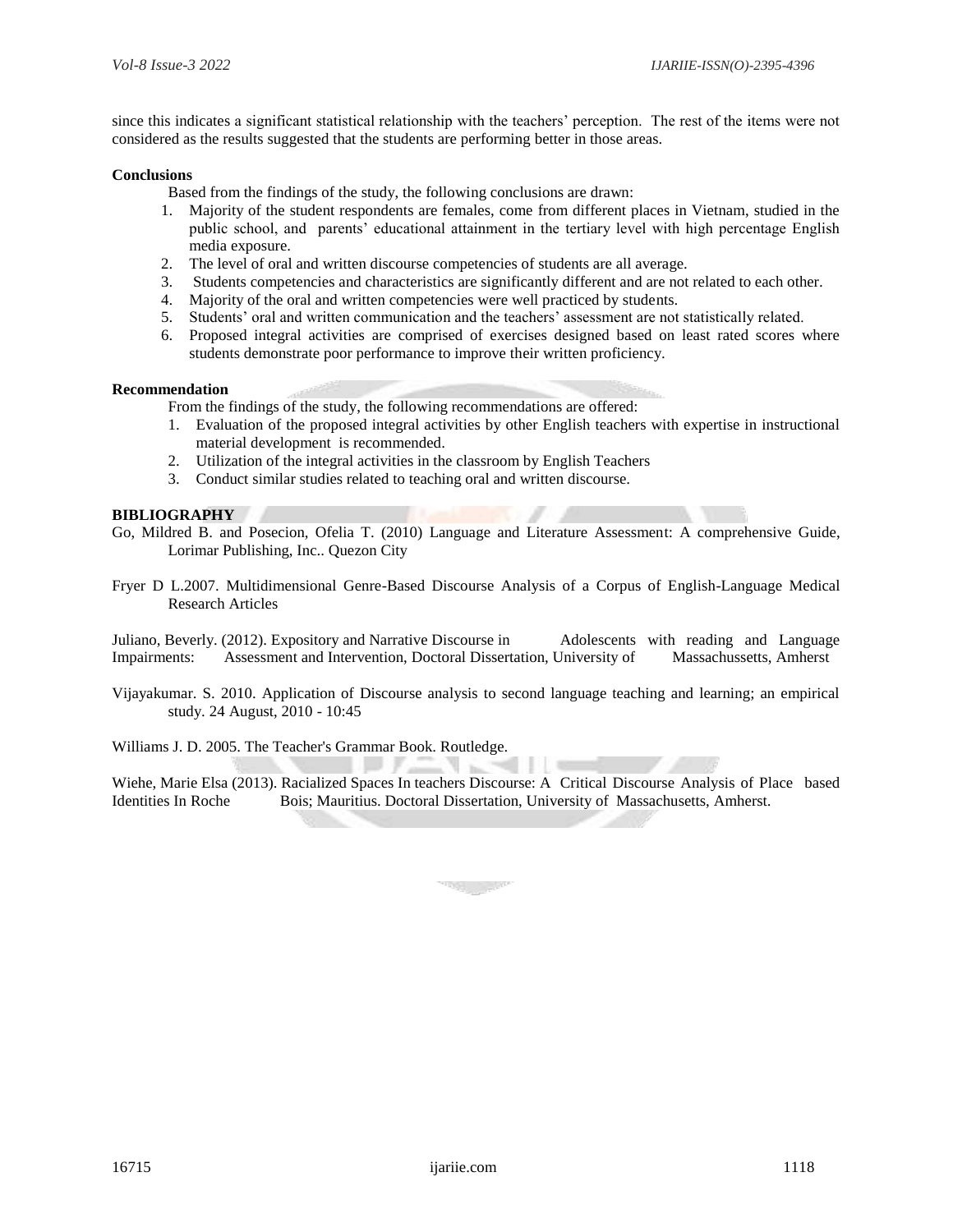since this indicates a significant statistical relationship with the teachers' perception. The rest of the items were not considered as the results suggested that the students are performing better in those areas.

**Conclusions**

Based from the findings of the study, the following conclusions are drawn:

1. Majority of the student respondents are females, come from different places in Vietnam, studied in the public school, and parents' educational attainment in the tertiary level with high percentage English media exposure.
2. The level of oral and written discourse competencies of students are all average.
3. Students competencies and characteristics are significantly different and are not related to each other.
4. Majority of the oral and written competencies were well practiced by students.
5. Students' oral and written communication and the teachers' assessment are not statistically related.
6. Proposed integral activities are comprised of exercises designed based on least rated scores where students demonstrate poor performance to improve their written proficiency.

**Recommendation**

From the findings of the study, the following recommendations are offered:

1. Evaluation of the proposed integral activities by other English teachers with expertise in instructional material development is recommended.
2. Utilization of the integral activities in the classroom by English Teachers
3. Conduct similar studies related to teaching oral and written discourse.

**BIBLIOGRAPHY**

Go, Mildred B. and Posecion, Ofelia T. (2010) Language and Literature Assessment: A comprehensive Guide, Lorimar Publishing, Inc.. Quezon City

Fryer D L.2007. Multidimensional Genre-Based Discourse Analysis of a Corpus of English-Language Medical Research Articles

Juliano, Beverly. (2012). Expository and Narrative Discourse in Adolescents with reading and Language Impairments: Assessment and Intervention, Doctoral Dissertation, University of Massachussetts, Amherst

Vijayakumar. S. 2010. Application of Discourse analysis to second language teaching and learning; an empirical study. 24 August, 2010 - 10:45

Williams J. D. 2005. The Teacher's Grammar Book. Routledge.

Wiehe, Marie Elsa (2013). Racialized Spaces In teachers Discourse: A Critical Discourse Analysis of Place based Identities In Roche Bois; Mauritius. Doctoral Dissertation, University of Massachusetts, Amherst.